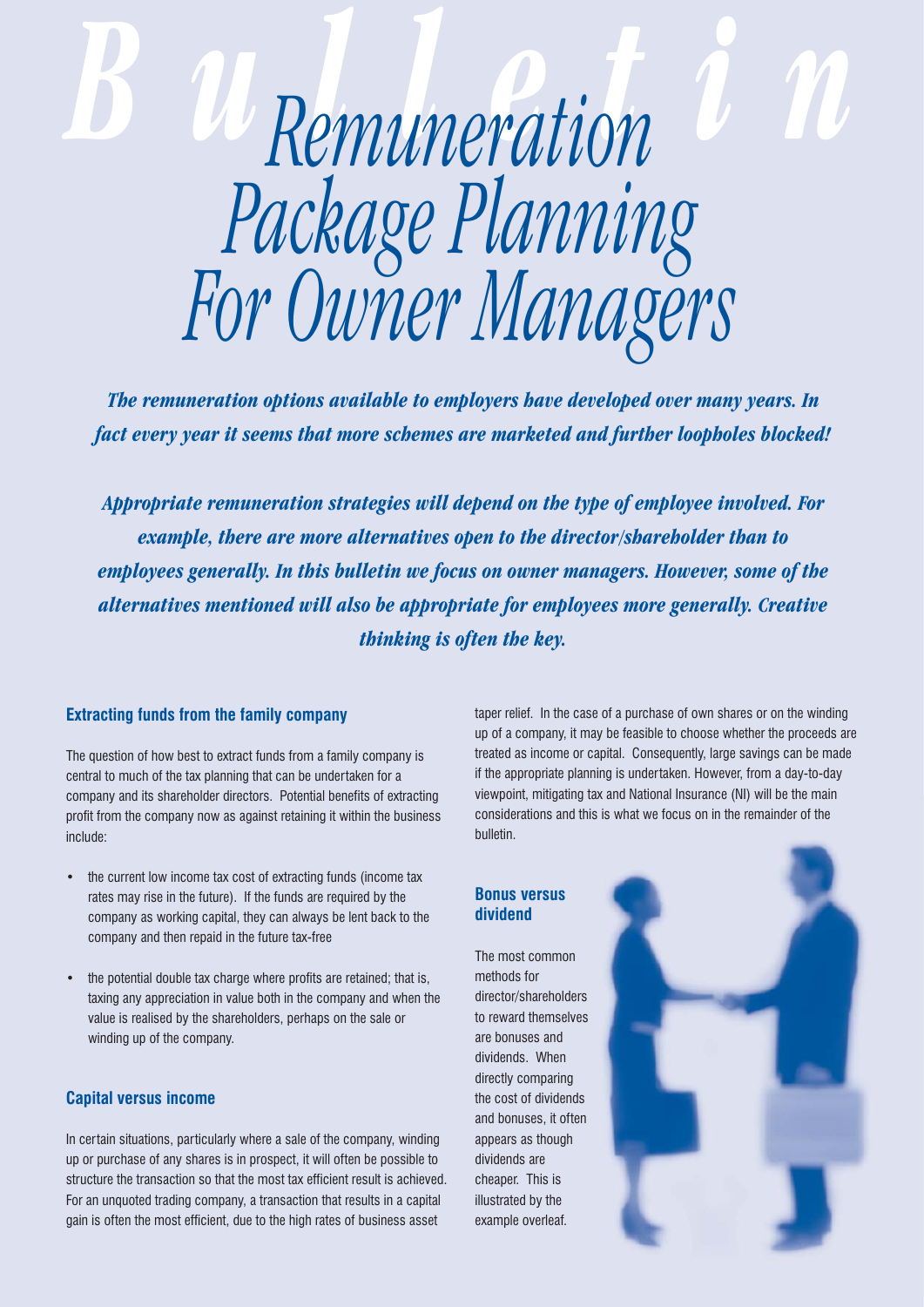# Remuneration Package Planning For Owner Managers

*The remuneration options available to employers have developed over many years. In fact every year it seems that more schemes are marketed and further loopholes blocked!*

*Appropriate remuneration strategies will depend on the type of employee involved. For example, there are more alternatives open to the director/shareholder than to employees generally. In this bulletin we focus on owner managers. However, some of the alternatives mentioned will also be appropriate for employees more generally. Creative thinking is often the key.*

### Extracting funds from the family company

The question of how best to extract funds from a family company is central to much of the tax planning that can be undertaken for a company and its shareholder directors. Potential benefits of extracting profit from the company now as against retaining it within the business include:

- the current low income tax cost of extracting funds (income tax rates may rise in the future). If the funds are required by the company as working capital, they can always be lent back to the company and then repaid in the future tax-free
- the potential double tax charge where profits are retained; that is, taxing any appreciation in value both in the company and when the value is realised by the shareholders, perhaps on the sale or winding up of the company.

### Capital versus income

In certain situations, particularly where a sale of the company, winding up or purchase of any shares is in prospect, it will often be possible to structure the transaction so that the most tax efficient result is achieved. For an unquoted trading company, a transaction that results in a capital gain is often the most efficient, due to the high rates of business asset taper relief. In the case of a purchase of own shares or on the winding up of a company, it may be feasible to choose whether the proceeds are treated as income or capital. Consequently, large savings can be made if the appropriate planning is undertaken. However, from a day-to-day viewpoint, mitigating tax and National Insurance (NI) will be the main considerations and this is what we focus on in the remainder of the bulletin.

### Bonus versus dividend

The most common methods for director/shareholders to reward themselves are bonuses and dividends. When directly comparing the cost of dividends and bonuses, it often appears as though dividends are cheaper. This is illustrated by the example overleaf.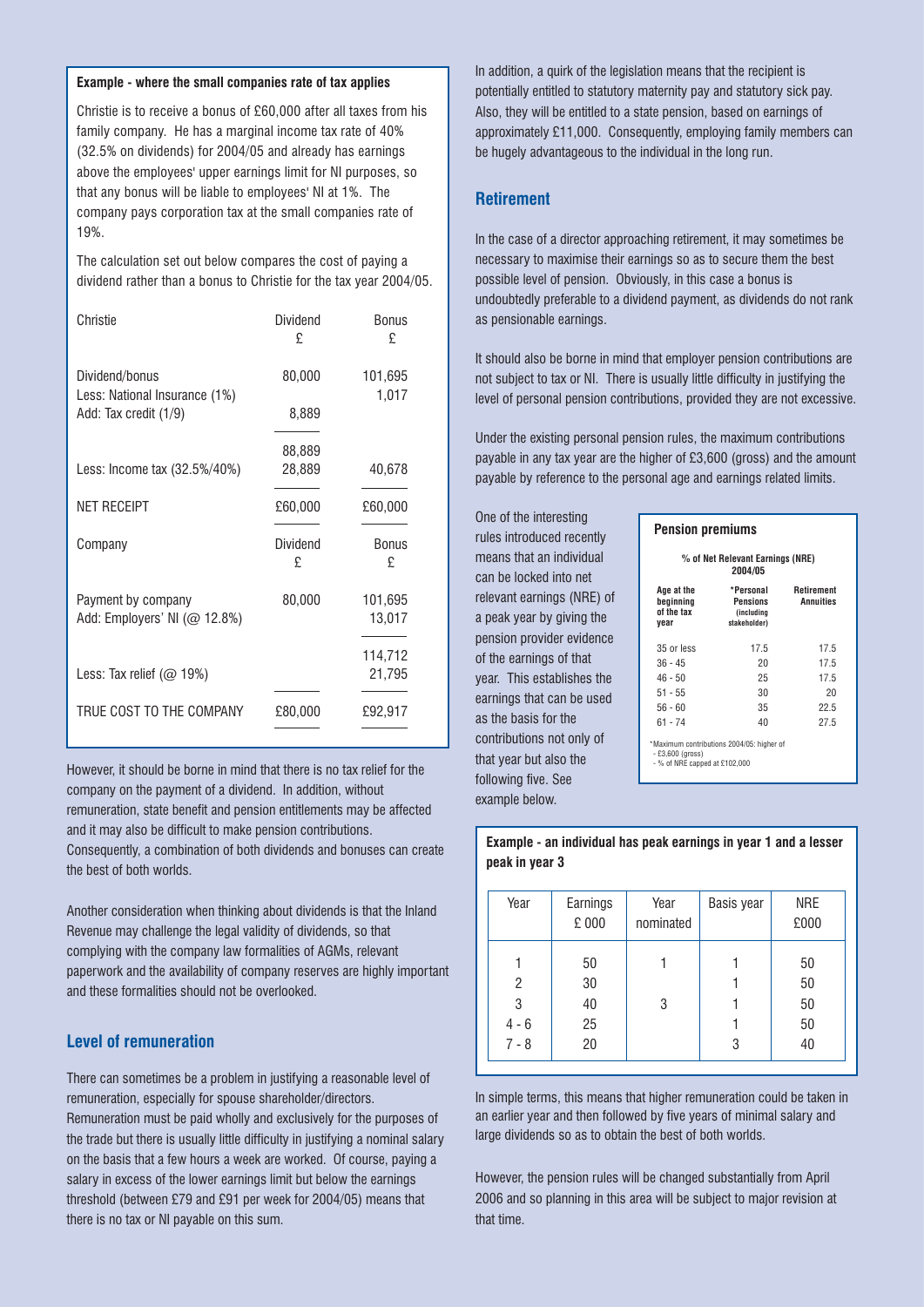**Example - where the small companies rate of tax applies**

Christie is to receive a bonus of £60,000 after all taxes from his family company. He has a marginal income tax rate of 40% (32.5% on dividends) for 2004/05 and already has earnings above the employees' upper earnings limit for NI purposes, so that any bonus will be liable to employees' NI at 1%. The company pays corporation tax at the small companies rate of 19%.

The calculation set out below compares the cost of paying a dividend rather than a bonus to Christie for the tax year 2004/05.

| Christie | Dividend £ | Bonus £ |
|---|---|---|
| Dividend/bonus | 80,000 | 101,695 |
| Less: National Insurance (1%) | | 1,017 |
| Add: Tax credit (1/9) | 8,889 | |
| | 88,889 | |
| Less: Income tax (32.5%/40%) | 28,889 | 40,678 |
| NET RECEIPT | £60,000 | £60,000 |
| **Company** | **Dividend £** | **Bonus £** |
| Payment by company | 80,000 | 101,695 |
| Add: Employers' NI (@ 12.8%) | | 13,017 |
| | | 114,712 |
| Less: Tax relief (@ 19%) | | 21,795 |
| TRUE COST TO THE COMPANY | £80,000 | £92,917 |

However, it should be borne in mind that there is no tax relief for the company on the payment of a dividend. In addition, without remuneration, state benefit and pension entitlements may be affected and it may also be difficult to make pension contributions. Consequently, a combination of both dividends and bonuses can create the best of both worlds.

Another consideration when thinking about dividends is that the Inland Revenue may challenge the legal validity of dividends, so that complying with the company law formalities of AGMs, relevant paperwork and the availability of company reserves are highly important and these formalities should not be overlooked.

## Level of remuneration

There can sometimes be a problem in justifying a reasonable level of remuneration, especially for spouse shareholder/directors. Remuneration must be paid wholly and exclusively for the purposes of the trade but there is usually little difficulty in justifying a nominal salary on the basis that a few hours a week are worked. Of course, paying a salary in excess of the lower earnings limit but below the earnings threshold (between £79 and £91 per week for 2004/05) means that there is no tax or NI payable on this sum.

In addition, a quirk of the legislation means that the recipient is potentially entitled to statutory maternity pay and statutory sick pay. Also, they will be entitled to a state pension, based on earnings of approximately £11,000. Consequently, employing family members can be hugely advantageous to the individual in the long run.

## Retirement

In the case of a director approaching retirement, it may sometimes be necessary to maximise their earnings so as to secure them the best possible level of pension. Obviously, in this case a bonus is undoubtedly preferable to a dividend payment, as dividends do not rank as pensionable earnings.

It should also be borne in mind that employer pension contributions are not subject to tax or NI. There is usually little difficulty in justifying the level of personal pension contributions, provided they are not excessive.

Under the existing personal pension rules, the maximum contributions payable in any tax year are the higher of £3,600 (gross) and the amount payable by reference to the personal age and earnings related limits.

One of the interesting rules introduced recently means that an individual can be locked into net relevant earnings (NRE) of a peak year by giving the pension provider evidence of the earnings of that year. This establishes the earnings that can be used as the basis for the contributions not only of that year but also the following five. See example below.

**Pension premiums**

% of Net Relevant Earnings (NRE) 2004/05

| Age at the beginning of the tax year | *Personal Pensions (including stakeholder) | Retirement Annuities |
|---|---|---|
| 35 or less | 17.5 | 17.5 |
| 36 - 45 | 20 | 17.5 |
| 46 - 50 | 25 | 17.5 |
| 51 - 55 | 30 | 20 |
| 56 - 60 | 35 | 22.5 |
| 61 - 74 | 40 | 27.5 |

*Maximum contributions 2004/05: higher of
- £3,600 (gross)
- % of NRE capped at £102,000

**Example - an individual has peak earnings in year 1 and a lesser peak in year 3**

| Year | Earnings £ 000 | Year nominated | Basis year | NRE £000 |
|---|---|---|---|---|
| 1 | 50 | 1 | 1 | 50 |
| 2 | 30 | | 1 | 50 |
| 3 | 40 | 3 | 1 | 50 |
| 4 - 6 | 25 | | 1 | 50 |
| 7 - 8 | 20 | | 3 | 40 |

In simple terms, this means that higher remuneration could be taken in an earlier year and then followed by five years of minimal salary and large dividends so as to obtain the best of both worlds.

However, the pension rules will be changed substantially from April 2006 and so planning in this area will be subject to major revision at that time.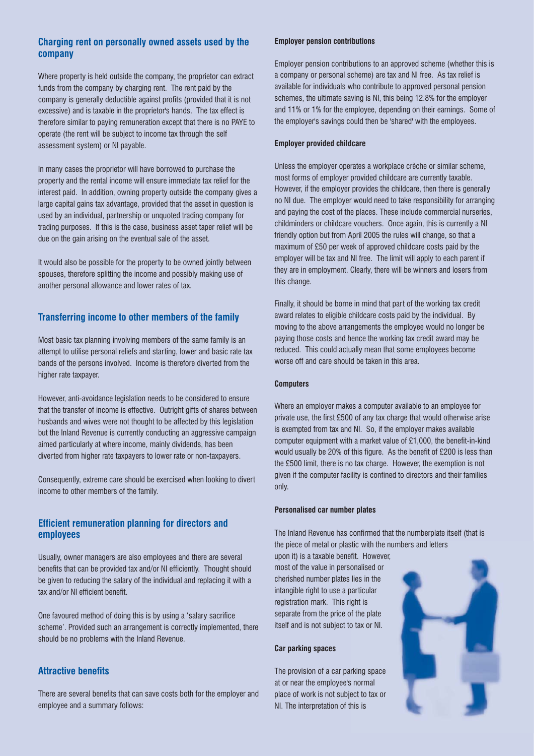## Charging rent on personally owned assets used by the company

Where property is held outside the company, the proprietor can extract funds from the company by charging rent. The rent paid by the company is generally deductible against profits (provided that it is not excessive) and is taxable in the proprietor's hands. The tax effect is therefore similar to paying remuneration except that there is no PAYE to operate (the rent will be subject to income tax through the self assessment system) or NI payable.

In many cases the proprietor will have borrowed to purchase the property and the rental income will ensure immediate tax relief for the interest paid. In addition, owning property outside the company gives a large capital gains tax advantage, provided that the asset in question is used by an individual, partnership or unquoted trading company for trading purposes. If this is the case, business asset taper relief will be due on the gain arising on the eventual sale of the asset.

It would also be possible for the property to be owned jointly between spouses, therefore splitting the income and possibly making use of another personal allowance and lower rates of tax.

## Transferring income to other members of the family

Most basic tax planning involving members of the same family is an attempt to utilise personal reliefs and starting, lower and basic rate tax bands of the persons involved. Income is therefore diverted from the higher rate taxpayer.

However, anti-avoidance legislation needs to be considered to ensure that the transfer of income is effective. Outright gifts of shares between husbands and wives were not thought to be affected by this legislation but the Inland Revenue is currently conducting an aggressive campaign aimed particularly at where income, mainly dividends, has been diverted from higher rate taxpayers to lower rate or non-taxpayers.

Consequently, extreme care should be exercised when looking to divert income to other members of the family.

## Efficient remuneration planning for directors and employees

Usually, owner managers are also employees and there are several benefits that can be provided tax and/or NI efficiently. Thought should be given to reducing the salary of the individual and replacing it with a tax and/or NI efficient benefit.

One favoured method of doing this is by using a 'salary sacrifice scheme'. Provided such an arrangement is correctly implemented, there should be no problems with the Inland Revenue.

## Attractive benefits

There are several benefits that can save costs both for the employer and employee and a summary follows:

### Employer pension contributions

Employer pension contributions to an approved scheme (whether this is a company or personal scheme) are tax and NI free. As tax relief is available for individuals who contribute to approved personal pension schemes, the ultimate saving is NI, this being 12.8% for the employer and 11% or 1% for the employee, depending on their earnings. Some of the employer's savings could then be 'shared' with the employees.

### Employer provided childcare

Unless the employer operates a workplace crèche or similar scheme, most forms of employer provided childcare are currently taxable. However, if the employer provides the childcare, then there is generally no NI due. The employer would need to take responsibility for arranging and paying the cost of the places. These include commercial nurseries, childminders or childcare vouchers. Once again, this is currently a NI friendly option but from April 2005 the rules will change, so that a maximum of £50 per week of approved childcare costs paid by the employer will be tax and NI free. The limit will apply to each parent if they are in employment. Clearly, there will be winners and losers from this change.

Finally, it should be borne in mind that part of the working tax credit award relates to eligible childcare costs paid by the individual. By moving to the above arrangements the employee would no longer be paying those costs and hence the working tax credit award may be reduced. This could actually mean that some employees become worse off and care should be taken in this area.

### Computers

Where an employer makes a computer available to an employee for private use, the first £500 of any tax charge that would otherwise arise is exempted from tax and NI. So, if the employer makes available computer equipment with a market value of £1,000, the benefit-in-kind would usually be 20% of this figure. As the benefit of £200 is less than the £500 limit, there is no tax charge. However, the exemption is not given if the computer facility is confined to directors and their families only.

### Personalised car number plates

The Inland Revenue has confirmed that the numberplate itself (that is the piece of metal or plastic with the numbers and letters upon it) is a taxable benefit. However, most of the value in personalised or cherished number plates lies in the intangible right to use a particular registration mark. This right is separate from the price of the plate itself and is not subject to tax or NI.

### Car parking spaces

The provision of a car parking space at or near the employee's normal place of work is not subject to tax or NI. The interpretation of this is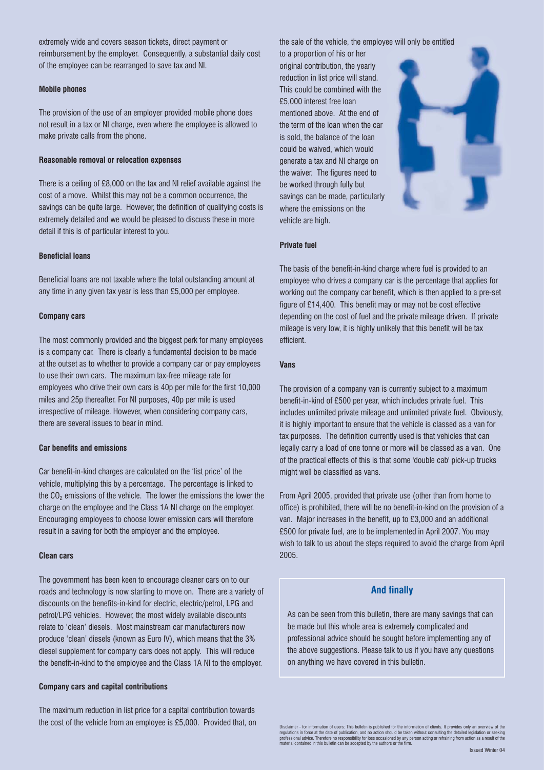extremely wide and covers season tickets, direct payment or reimbursement by the employer. Consequently, a substantial daily cost of the employee can be rearranged to save tax and NI.

**Mobile phones**

The provision of the use of an employer provided mobile phone does not result in a tax or NI charge, even where the employee is allowed to make private calls from the phone.

**Reasonable removal or relocation expenses**

There is a ceiling of £8,000 on the tax and NI relief available against the cost of a move. Whilst this may not be a common occurrence, the savings can be quite large. However, the definition of qualifying costs is extremely detailed and we would be pleased to discuss these in more detail if this is of particular interest to you.

**Beneficial loans**

Beneficial loans are not taxable where the total outstanding amount at any time in any given tax year is less than £5,000 per employee.

**Company cars**

The most commonly provided and the biggest perk for many employees is a company car. There is clearly a fundamental decision to be made at the outset as to whether to provide a company car or pay employees to use their own cars. The maximum tax-free mileage rate for employees who drive their own cars is 40p per mile for the first 10,000 miles and 25p thereafter. For NI purposes, 40p per mile is used irrespective of mileage. However, when considering company cars, there are several issues to bear in mind.

**Car benefits and emissions**

Car benefit-in-kind charges are calculated on the 'list price' of the vehicle, multiplying this by a percentage. The percentage is linked to the $CO_2$ emissions of the vehicle. The lower the emissions the lower the charge on the employee and the Class 1A NI charge on the employer. Encouraging employees to choose lower emission cars will therefore result in a saving for both the employer and the employee.

**Clean cars**

The government has been keen to encourage cleaner cars on to our roads and technology is now starting to move on. There are a variety of discounts on the benefits-in-kind for electric, electric/petrol, LPG and petrol/LPG vehicles. However, the most widely available discounts relate to 'clean' diesels. Most mainstream car manufacturers now produce 'clean' diesels (known as Euro IV), which means that the 3% diesel supplement for company cars does not apply. This will reduce the benefit-in-kind to the employee and the Class 1A NI to the employer.

**Company cars and capital contributions**

The maximum reduction in list price for a capital contribution towards the cost of the vehicle from an employee is £5,000. Provided that, on the sale of the vehicle, the employee will only be entitled to a proportion of his or her original contribution, the yearly reduction in list price will stand. This could be combined with the £5,000 interest free loan mentioned above. At the end of the term of the loan when the car is sold, the balance of the loan could be waived, which would generate a tax and NI charge on the waiver. The figures need to be worked through fully but savings can be made, particularly where the emissions on the vehicle are high.

**Private fuel**

The basis of the benefit-in-kind charge where fuel is provided to an employee who drives a company car is the percentage that applies for working out the company car benefit, which is then applied to a pre-set figure of £14,400. This benefit may or may not be cost effective depending on the cost of fuel and the private mileage driven. If private mileage is very low, it is highly unlikely that this benefit will be tax efficient.

**Vans**

The provision of a company van is currently subject to a maximum benefit-in-kind of £500 per year, which includes private fuel. This includes unlimited private mileage and unlimited private fuel. Obviously, it is highly important to ensure that the vehicle is classed as a van for tax purposes. The definition currently used is that vehicles that can legally carry a load of one tonne or more will be classed as a van. One of the practical effects of this is that some 'double cab' pick-up trucks might well be classified as vans.

From April 2005, provided that private use (other than from home to office) is prohibited, there will be no benefit-in-kind on the provision of a van. Major increases in the benefit, up to £3,000 and an additional £500 for private fuel, are to be implemented in April 2007. You may wish to talk to us about the steps required to avoid the charge from April 2005.

## And finally

As can be seen from this bulletin, there are many savings that can be made but this whole area is extremely complicated and professional advice should be sought before implementing any of the above suggestions. Please talk to us if you have any questions on anything we have covered in this bulletin.

Disclaimer - for information of users: This bulletin is published for the information of clients. It provides only an overview of the regulations in force at the date of publication, and no action should be taken without consulting the detailed legislation or seeking professional advice. Therefore no responsibility for loss occasioned by any person acting or refraining from action as a result of the material contained in this bulletin can be accepted by the authors or the firm.

Issued Winter 04